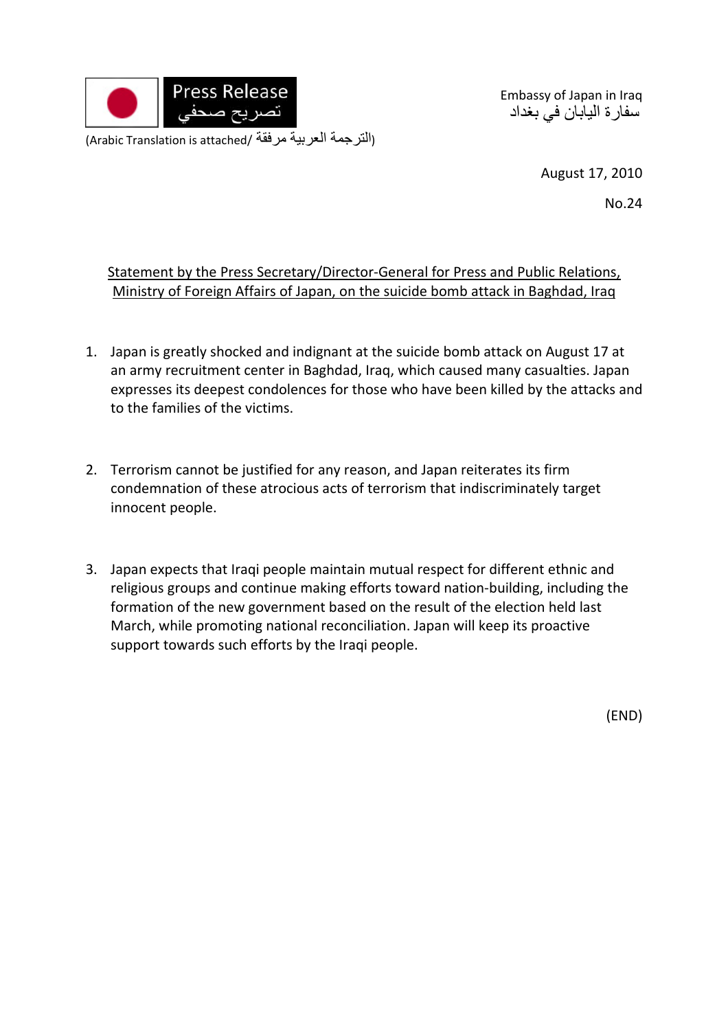Press Release
تصريح صحفي

(Arabic Translation is attached/ الترجمة العربية مرفقة)

Embassy of Japan in Iraq
سفارة اليابان في بغداد

August 17, 2010

No.24

**<u>Statement by the Press Secretary/Director-General for Press and Public Relations, Ministry of Foreign Affairs of Japan, on the suicide bomb attack in Baghdad, Iraq</u>**

1. Japan is greatly shocked and indignant at the suicide bomb attack on August 17 at an army recruitment center in Baghdad, Iraq, which caused many casualties. Japan expresses its deepest condolences for those who have been killed by the attacks and to the families of the victims.

2. Terrorism cannot be justified for any reason, and Japan reiterates its firm condemnation of these atrocious acts of terrorism that indiscriminately target innocent people.

3. Japan expects that Iraqi people maintain mutual respect for different ethnic and religious groups and continue making efforts toward nation-building, including the formation of the new government based on the result of the election held last March, while promoting national reconciliation. Japan will keep its proactive support towards such efforts by the Iraqi people.

(END)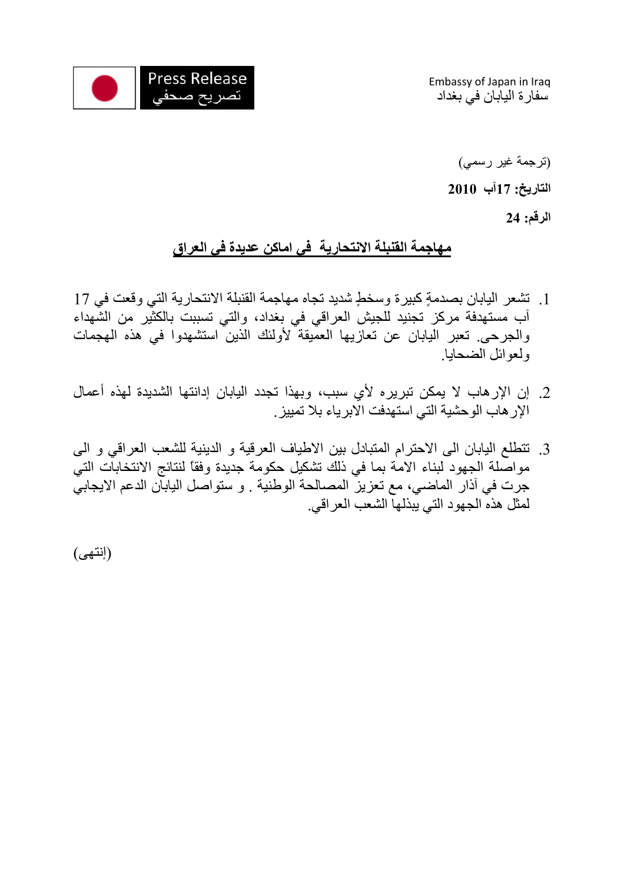Press Release
تصريح صحفي

Embassy of Japan in Iraq
سفارة اليابان في بغداد

(ترجمة غير رسمي)

**التاريخ: 17آب 2010**

**الرقم: 24**

## مهاجمة القنبلة الانتحارية في اماكن عديدة في العراق

1. تشعر اليابان بصدمةٍ كبيرة وسخطٍ شديد تجاه مهاجمة القنبلة الانتحارية التي وقعت في 17 آب مستهدفة مركز تجنيد للجيش العراقي في بغداد، والتي تسببت بالكثير من الشهداء والجرحى. تعبر اليابان عن تعازيها العميقة لأولئك الذين استشهدوا في هذه الهجمات ولعوائل الضحايا.

2. إن الإرهاب لا يمكن تبريره لأي سبب، وبهذا تجدد اليابان إدانتها الشديدة لهذه أعمال الإرهاب الوحشية التي استهدفت الابرياء بلا تمييز.

3. تتطلع اليابان الى الاحترام المتبادل بين الاطياف العرقية و الدينية للشعب العراقي و الى مواصلة الجهود لبناء الامة بما في ذلك تشكيل حكومة جديدة وفقاً لنتائج الانتخابات التي جرت في آذار الماضي، مع تعزيز المصالحة الوطنية . و ستواصل اليابان الدعم الايجابي لمثل هذه الجهود التي يبذلها الشعب العراقي.

(إنتهى)